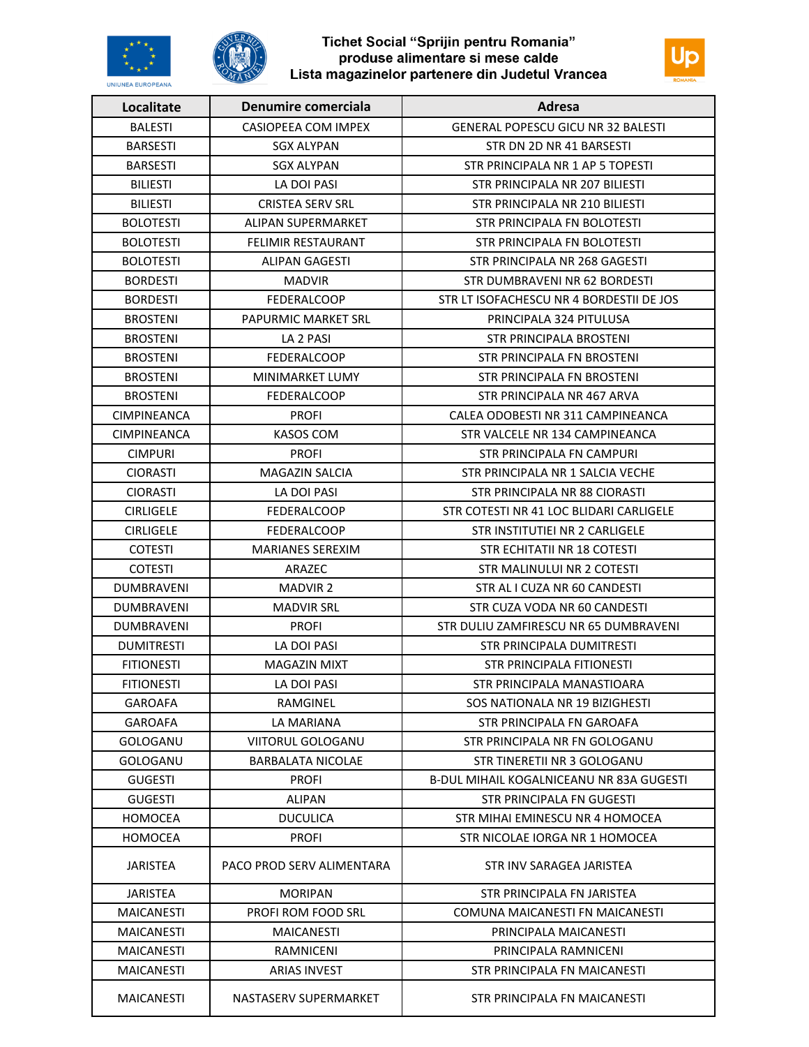# Tichet Social "Sprijin pentru Romania"
## produse alimentare si mese calde
## Lista magazinelor partenere din Judetul Vrancea

| Localitate | Denumire comerciala | Adresa |
| --- | --- | --- |
| BALESTI | CASIOPEEA COM IMPEX | GENERAL POPESCU GICU NR 32 BALESTI |
| BARSESTI | SGX ALYPAN | STR DN 2D NR 41 BARSESTI |
| BARSESTI | SGX ALYPAN | STR PRINCIPALA NR 1 AP 5 TOPESTI |
| BILIESTI | LA DOI PASI | STR PRINCIPALA NR 207 BILIESTI |
| BILIESTI | CRISTEA SERV SRL | STR PRINCIPALA NR 210 BILIESTI |
| BOLOTESTI | ALIPAN SUPERMARKET | STR PRINCIPALA FN BOLOTESTI |
| BOLOTESTI | FELIMIR RESTAURANT | STR PRINCIPALA FN BOLOTESTI |
| BOLOTESTI | ALIPAN GAGESTI | STR PRINCIPALA NR 268 GAGESTI |
| BORDESTI | MADVIR | STR DUMBRAVENI NR 62 BORDESTI |
| BORDESTI | FEDERALCOOP | STR LT ISOFACHESCU NR 4 BORDESTII DE JOS |
| BROSTENI | PAPURMIC MARKET SRL | PRINCIPALA 324 PITULUSA |
| BROSTENI | LA 2 PASI | STR PRINCIPALA BROSTENI |
| BROSTENI | FEDERALCOOP | STR PRINCIPALA FN BROSTENI |
| BROSTENI | MINIMARKET LUMY | STR PRINCIPALA FN BROSTENI |
| BROSTENI | FEDERALCOOP | STR PRINCIPALA NR 467 ARVA |
| CIMPINEANCA | PROFI | CALEA ODOBESTI NR 311 CAMPINEANCA |
| CIMPINEANCA | KASOS COM | STR VALCELE NR 134 CAMPINEANCA |
| CIMPURI | PROFI | STR PRINCIPALA FN CAMPURI |
| CIORASTI | MAGAZIN SALCIA | STR PRINCIPALA NR 1 SALCIA VECHE |
| CIORASTI | LA DOI PASI | STR PRINCIPALA NR 88 CIORASTI |
| CIRLIGELE | FEDERALCOOP | STR COTESTI NR 41 LOC BLIDARI CARLIGELE |
| CIRLIGELE | FEDERALCOOP | STR INSTITUTIEI NR 2 CARLIGELE |
| COTESTI | MARIANES SEREXIM | STR ECHITATII NR 18 COTESTI |
| COTESTI | ARAZEC | STR MALINULUI NR 2 COTESTI |
| DUMBRAVENI | MADVIR 2 | STR AL I CUZA NR 60 CANDESTI |
| DUMBRAVENI | MADVIR SRL | STR CUZA VODA NR 60 CANDESTI |
| DUMBRAVENI | PROFI | STR DULIU ZAMFIRESCU NR 65 DUMBRAVENI |
| DUMITRESTI | LA DOI PASI | STR PRINCIPALA DUMITRESTI |
| FITIONESTI | MAGAZIN MIXT | STR PRINCIPALA FITIONESTI |
| FITIONESTI | LA DOI PASI | STR PRINCIPALA MANASTIOARA |
| GAROAFA | RAMGINEL | SOS NATIONALA NR 19 BIZIGHESTI |
| GAROAFA | LA MARIANA | STR PRINCIPALA FN GAROAFA |
| GOLOGANU | VIITORUL GOLOGANU | STR PRINCIPALA NR FN GOLOGANU |
| GOLOGANU | BARBALATA NICOLAE | STR TINERETII NR 3 GOLOGANU |
| GUGESTI | PROFI | B-DUL MIHAIL KOGALNICEANU NR 83A GUGESTI |
| GUGESTI | ALIPAN | STR PRINCIPALA FN GUGESTI |
| HOMOCEA | DUCULICA | STR MIHAI EMINESCU NR 4 HOMOCEA |
| HOMOCEA | PROFI | STR NICOLAE IORGA NR 1 HOMOCEA |
| JARISTEA | PACO PROD SERV ALIMENTARA | STR INV SARAGEA JARISTEA |
| JARISTEA | MORIPAN | STR PRINCIPALA FN JARISTEA |
| MAICANESTI | PROFI ROM FOOD SRL | COMUNA MAICANESTI FN MAICANESTI |
| MAICANESTI | MAICANESTI | PRINCIPALA MAICANESTI |
| MAICANESTI | RAMNICENI | PRINCIPALA RAMNICENI |
| MAICANESTI | ARIAS INVEST | STR PRINCIPALA FN MAICANESTI |
| MAICANESTI | NASTASERV SUPERMARKET | STR PRINCIPALA FN MAICANESTI |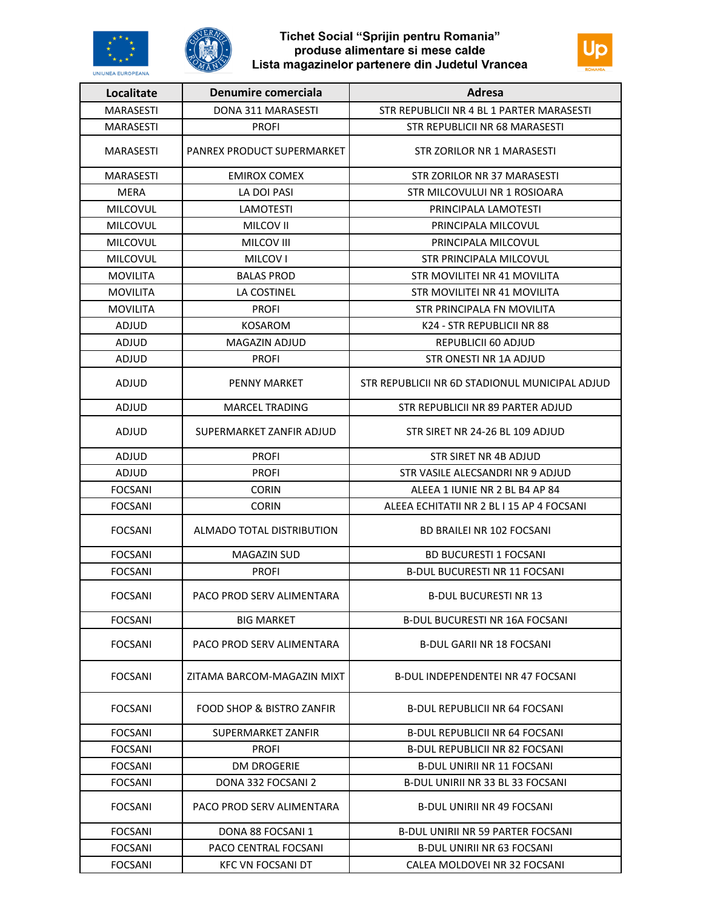# Tichet Social "Sprijin pentru Romania"
## produse alimentare si mese calde
## Lista magazinelor partenere din Judetul Vrancea

| Localitate | Denumire comerciala | Adresa |
|---|---|---|
| MARASESTI | DONA 311 MARASESTI | STR REPUBLICII NR 4 BL 1 PARTER MARASESTI |
| MARASESTI | PROFI | STR REPUBLICII NR 68 MARASESTI |
| MARASESTI | PANREX PRODUCT SUPERMARKET | STR ZORILOR NR 1 MARASESTI |
| MARASESTI | EMIROX COMEX | STR ZORILOR NR 37 MARASESTI |
| MERA | LA DOI PASI | STR MILCOVULUI NR 1 ROSIOARA |
| MILCOVUL | LAMOTESTI | PRINCIPALA LAMOTESTI |
| MILCOVUL | MILCOV II | PRINCIPALA MILCOVUL |
| MILCOVUL | MILCOV III | PRINCIPALA MILCOVUL |
| MILCOVUL | MILCOV I | STR PRINCIPALA MILCOVUL |
| MOVILITA | BALAS PROD | STR MOVILITEI NR 41 MOVILITA |
| MOVILITA | LA COSTINEL | STR MOVILITEI NR 41 MOVILITA |
| MOVILITA | PROFI | STR PRINCIPALA FN MOVILITA |
| ADJUD | KOSAROM | K24 - STR REPUBLICII NR 88 |
| ADJUD | MAGAZIN ADJUD | REPUBLICII 60 ADJUD |
| ADJUD | PROFI | STR ONESTI NR 1A ADJUD |
| ADJUD | PENNY MARKET | STR REPUBLICII NR 6D STADIONUL MUNICIPAL ADJUD |
| ADJUD | MARCEL TRADING | STR REPUBLICII NR 89 PARTER ADJUD |
| ADJUD | SUPERMARKET ZANFIR ADJUD | STR SIRET NR 24-26 BL 109 ADJUD |
| ADJUD | PROFI | STR SIRET NR 4B ADJUD |
| ADJUD | PROFI | STR VASILE ALECSANDRI NR 9 ADJUD |
| FOCSANI | CORIN | ALEEA 1 IUNIE NR 2 BL B4 AP 84 |
| FOCSANI | CORIN | ALEEA ECHITATII NR 2 BL I 15 AP 4 FOCSANI |
| FOCSANI | ALMADO TOTAL DISTRIBUTION | BD BRAILEI NR 102 FOCSANI |
| FOCSANI | MAGAZIN SUD | BD BUCURESTI 1 FOCSANI |
| FOCSANI | PROFI | B-DUL BUCURESTI NR 11 FOCSANI |
| FOCSANI | PACO PROD SERV ALIMENTARA | B-DUL BUCURESTI NR 13 |
| FOCSANI | BIG MARKET | B-DUL BUCURESTI NR 16A FOCSANI |
| FOCSANI | PACO PROD SERV ALIMENTARA | B-DUL GARII NR 18 FOCSANI |
| FOCSANI | ZITAMA BARCOM-MAGAZIN MIXT | B-DUL INDEPENDENTEI NR 47 FOCSANI |
| FOCSANI | FOOD SHOP & BISTRO ZANFIR | B-DUL REPUBLICII NR 64 FOCSANI |
| FOCSANI | SUPERMARKET ZANFIR | B-DUL REPUBLICII NR 64 FOCSANI |
| FOCSANI | PROFI | B-DUL REPUBLICII NR 82 FOCSANI |
| FOCSANI | DM DROGERIE | B-DUL UNIRII NR 11 FOCSANI |
| FOCSANI | DONA 332 FOCSANI 2 | B-DUL UNIRII NR 33 BL 33 FOCSANI |
| FOCSANI | PACO PROD SERV ALIMENTARA | B-DUL UNIRII NR 49 FOCSANI |
| FOCSANI | DONA 88 FOCSANI 1 | B-DUL UNIRII NR 59 PARTER FOCSANI |
| FOCSANI | PACO CENTRAL FOCSANI | B-DUL UNIRII NR 63 FOCSANI |
| FOCSANI | KFC VN FOCSANI DT | CALEA MOLDOVEI NR 32 FOCSANI |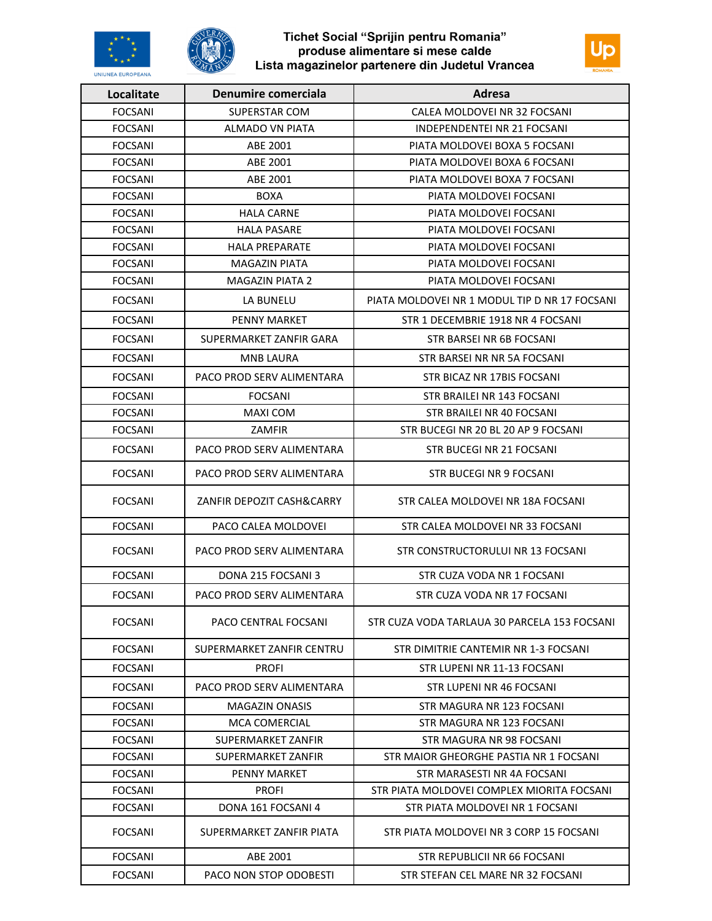# Tichet Social "Sprijin pentru Romania" produse alimentare si mese calde Lista magazinelor partenere din Judetul Vrancea

| Localitate | Denumire comerciala | Adresa |
|---|---|---|
| FOCSANI | SUPERSTAR COM | CALEA MOLDOVEI NR 32 FOCSANI |
| FOCSANI | ALMADO VN PIATA | INDEPENDENTEI NR 21 FOCSANI |
| FOCSANI | ABE 2001 | PIATA MOLDOVEI BOXA 5 FOCSANI |
| FOCSANI | ABE 2001 | PIATA MOLDOVEI BOXA 6 FOCSANI |
| FOCSANI | ABE 2001 | PIATA MOLDOVEI BOXA 7 FOCSANI |
| FOCSANI | BOXA | PIATA MOLDOVEI FOCSANI |
| FOCSANI | HALA CARNE | PIATA MOLDOVEI FOCSANI |
| FOCSANI | HALA PASARE | PIATA MOLDOVEI FOCSANI |
| FOCSANI | HALA PREPARATE | PIATA MOLDOVEI FOCSANI |
| FOCSANI | MAGAZIN PIATA | PIATA MOLDOVEI FOCSANI |
| FOCSANI | MAGAZIN PIATA 2 | PIATA MOLDOVEI FOCSANI |
| FOCSANI | LA BUNELU | PIATA MOLDOVEI NR 1 MODUL TIP D NR 17 FOCSANI |
| FOCSANI | PENNY MARKET | STR 1 DECEMBRIE 1918 NR 4 FOCSANI |
| FOCSANI | SUPERMARKET ZANFIR GARA | STR BARSEI NR 6B FOCSANI |
| FOCSANI | MNB LAURA | STR BARSEI NR NR 5A FOCSANI |
| FOCSANI | PACO PROD SERV ALIMENTARA | STR BICAZ NR 17BIS FOCSANI |
| FOCSANI | FOCSANI | STR BRAILEI NR 143 FOCSANI |
| FOCSANI | MAXI COM | STR BRAILEI NR 40 FOCSANI |
| FOCSANI | ZAMFIR | STR BUCEGI NR 20 BL 20 AP 9 FOCSANI |
| FOCSANI | PACO PROD SERV ALIMENTARA | STR BUCEGI NR 21 FOCSANI |
| FOCSANI | PACO PROD SERV ALIMENTARA | STR BUCEGI NR 9 FOCSANI |
| FOCSANI | ZANFIR DEPOZIT CASH&CARRY | STR CALEA MOLDOVEI NR 18A FOCSANI |
| FOCSANI | PACO CALEA MOLDOVEI | STR CALEA MOLDOVEI NR 33 FOCSANI |
| FOCSANI | PACO PROD SERV ALIMENTARA | STR CONSTRUCTORULUI NR 13 FOCSANI |
| FOCSANI | DONA 215 FOCSANI 3 | STR CUZA VODA NR 1 FOCSANI |
| FOCSANI | PACO PROD SERV ALIMENTARA | STR CUZA VODA NR 17 FOCSANI |
| FOCSANI | PACO CENTRAL FOCSANI | STR CUZA VODA TARLAUA 30 PARCELA 153 FOCSANI |
| FOCSANI | SUPERMARKET ZANFIR CENTRU | STR DIMITRIE CANTEMIR NR 1-3 FOCSANI |
| FOCSANI | PROFI | STR LUPENI NR 11-13 FOCSANI |
| FOCSANI | PACO PROD SERV ALIMENTARA | STR LUPENI NR 46 FOCSANI |
| FOCSANI | MAGAZIN ONASIS | STR MAGURA NR 123 FOCSANI |
| FOCSANI | MCA COMERCIAL | STR MAGURA NR 123 FOCSANI |
| FOCSANI | SUPERMARKET ZANFIR | STR MAGURA NR 98 FOCSANI |
| FOCSANI | SUPERMARKET ZANFIR | STR MAIOR GHEORGHE PASTIA NR 1 FOCSANI |
| FOCSANI | PENNY MARKET | STR MARASESTI NR 4A FOCSANI |
| FOCSANI | PROFI | STR PIATA MOLDOVEI COMPLEX MIORITA FOCSANI |
| FOCSANI | DONA 161 FOCSANI 4 | STR PIATA MOLDOVEI NR 1 FOCSANI |
| FOCSANI | SUPERMARKET ZANFIR PIATA | STR PIATA MOLDOVEI NR 3 CORP 15 FOCSANI |
| FOCSANI | ABE 2001 | STR REPUBLICII NR 66 FOCSANI |
| FOCSANI | PACO NON STOP ODOBESTI | STR STEFAN CEL MARE NR 32 FOCSANI |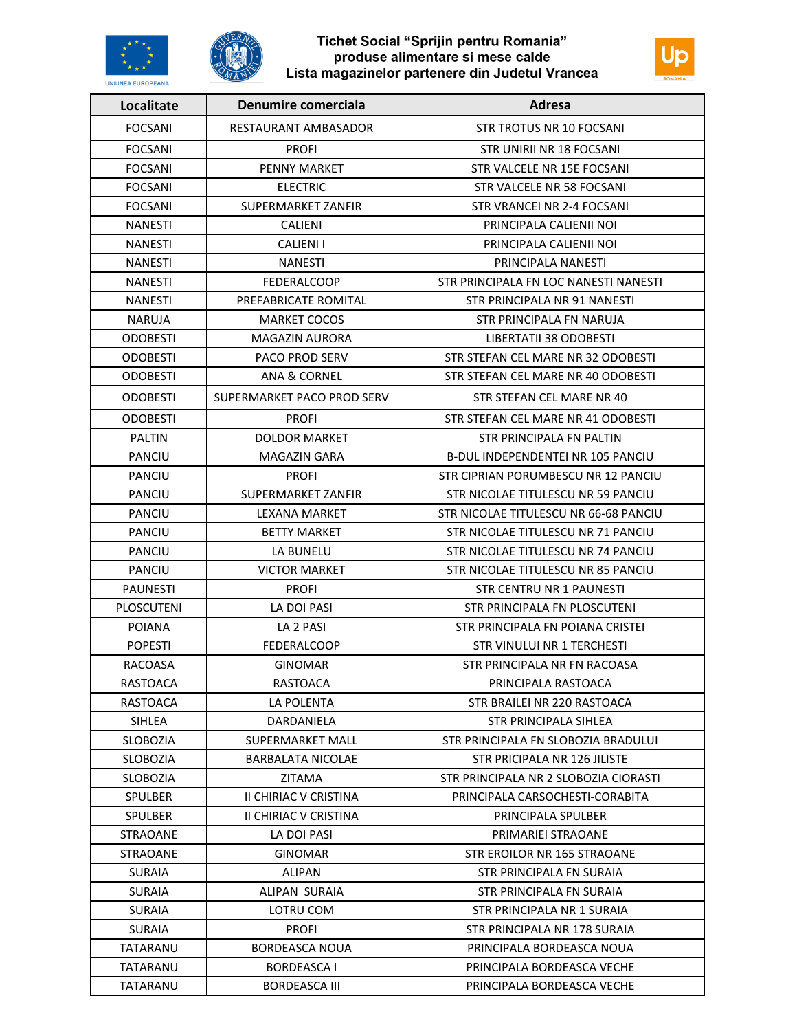UNIUNEA EUROPEANA

# Tichet Social "Sprijin pentru Romania"
## produse alimentare si mese calde
## Lista magazinelor partenere din Judetul Vrancea

Up ROMANIA

| Localitate | Denumire comerciala | Adresa |
|---|---|---|
| FOCSANI | RESTAURANT AMBASADOR | STR TROTUS NR 10 FOCSANI |
| FOCSANI | PROFI | STR UNIRII NR 18 FOCSANI |
| FOCSANI | PENNY MARKET | STR VALCELE NR 15E FOCSANI |
| FOCSANI | ELECTRIC | STR VALCELE NR 58 FOCSANI |
| FOCSANI | SUPERMARKET ZANFIR | STR VRANCEI NR 2-4 FOCSANI |
| NANESTI | CALIENI | PRINCIPALA CALIENII NOI |
| NANESTI | CALIENI I | PRINCIPALA CALIENII NOI |
| NANESTI | NANESTI | PRINCIPALA NANESTI |
| NANESTI | FEDERALCOOP | STR PRINCIPALA FN LOC NANESTI NANESTI |
| NANESTI | PREFABRICATE ROMITAL | STR PRINCIPALA NR 91 NANESTI |
| NARUJA | MARKET COCOS | STR PRINCIPALA FN NARUJA |
| ODOBESTI | MAGAZIN AURORA | LIBERTATII 38 ODOBESTI |
| ODOBESTI | PACO PROD SERV | STR STEFAN CEL MARE NR 32 ODOBESTI |
| ODOBESTI | ANA & CORNEL | STR STEFAN CEL MARE NR 40 ODOBESTI |
| ODOBESTI | SUPERMARKET PACO PROD SERV | STR STEFAN CEL MARE NR 40 |
| ODOBESTI | PROFI | STR STEFAN CEL MARE NR 41 ODOBESTI |
| PALTIN | DOLDOR MARKET | STR PRINCIPALA FN PALTIN |
| PANCIU | MAGAZIN GARA | B-DUL INDEPENDENTEI NR 105 PANCIU |
| PANCIU | PROFI | STR CIPRIAN PORUMBESCU NR 12 PANCIU |
| PANCIU | SUPERMARKET ZANFIR | STR NICOLAE TITULESCU NR 59 PANCIU |
| PANCIU | LEXANA MARKET | STR NICOLAE TITULESCU NR 66-68 PANCIU |
| PANCIU | BETTY MARKET | STR NICOLAE TITULESCU NR 71 PANCIU |
| PANCIU | LA BUNELU | STR NICOLAE TITULESCU NR 74 PANCIU |
| PANCIU | VICTOR MARKET | STR NICOLAE TITULESCU NR 85 PANCIU |
| PAUNESTI | PROFI | STR CENTRU NR 1 PAUNESTI |
| PLOSCUTENI | LA DOI PASI | STR PRINCIPALA FN PLOSCUTENI |
| POIANA | LA 2 PASI | STR PRINCIPALA FN POIANA CRISTEI |
| POPESTI | FEDERALCOOP | STR VINULUI NR 1 TERCHESTI |
| RACOASA | GINOMAR | STR PRINCIPALA NR FN RACOASA |
| RASTOACA | RASTOACA | PRINCIPALA RASTOACA |
| RASTOACA | LA POLENTA | STR BRAILEI NR 220 RASTOACA |
| SIHLEA | DARDANIELA | STR PRINCIPALA SIHLEA |
| SLOBOZIA | SUPERMARKET MALL | STR PRINCIPALA FN SLOBOZIA BRADULUI |
| SLOBOZIA | BARBALATA NICOLAE | STR PRICIPALA NR 126 JILISTE |
| SLOBOZIA | ZITAMA | STR PRINCIPALA NR 2 SLOBOZIA CIORASTI |
| SPULBER | II CHIRIAC V CRISTINA | PRINCIPALA CARSOCHESTI-CORABITA |
| SPULBER | II CHIRIAC V CRISTINA | PRINCIPALA SPULBER |
| STRAOANE | LA DOI PASI | PRIMARIEI STRAOANE |
| STRAOANE | GINOMAR | STR EROILOR NR 165 STRAOANE |
| SURAIA | ALIPAN | STR PRINCIPALA FN SURAIA |
| SURAIA | ALIPAN SURAIA | STR PRINCIPALA FN SURAIA |
| SURAIA | LOTRU COM | STR PRINCIPALA NR 1 SURAIA |
| SURAIA | PROFI | STR PRINCIPALA NR 178 SURAIA |
| TATARANU | BORDEASCA NOUA | PRINCIPALA BORDEASCA NOUA |
| TATARANU | BORDEASCA I | PRINCIPALA BORDEASCA VECHE |
| TATARANU | BORDEASCA III | PRINCIPALA BORDEASCA VECHE |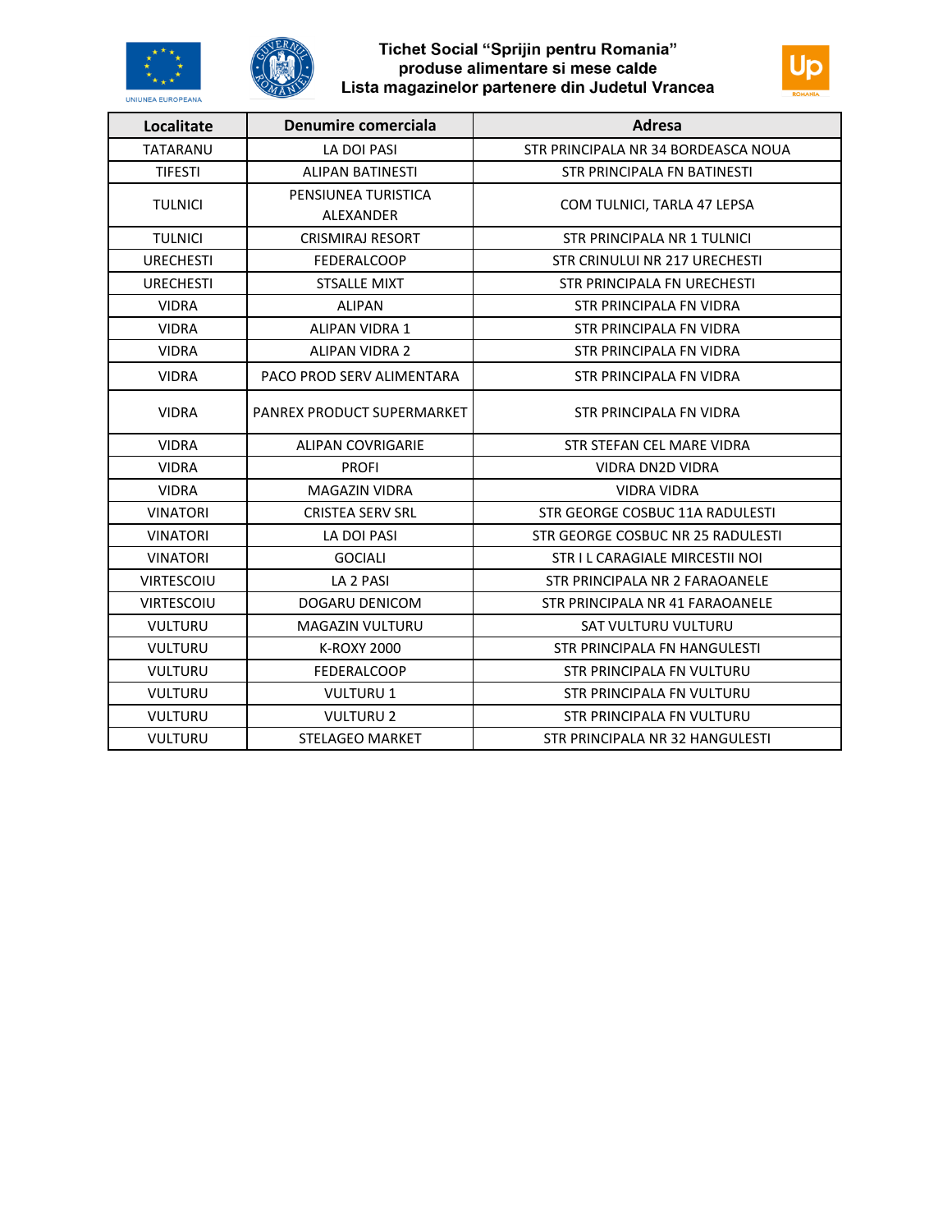# Tichet Social "Sprijin pentru Romania"
## produse alimentare si mese calde
## Lista magazinelor partenere din Judetul Vrancea

| Localitate | Denumire comerciala | Adresa |
|---|---|---|
| TATARANU | LA DOI PASI | STR PRINCIPALA NR 34 BORDEASCA NOUA |
| TIFESTI | ALIPAN BATINESTI | STR PRINCIPALA FN BATINESTI |
| TULNICI | PENSIUNEA TURISTICA ALEXANDER | COM TULNICI, TARLA 47 LEPSA |
| TULNICI | CRISMIRAJ RESORT | STR PRINCIPALA NR 1 TULNICI |
| URECHESTI | FEDERALCOOP | STR CRINULUI NR 217 URECHESTI |
| URECHESTI | STSALLE MIXT | STR PRINCIPALA FN URECHESTI |
| VIDRA | ALIPAN | STR PRINCIPALA FN VIDRA |
| VIDRA | ALIPAN VIDRA 1 | STR PRINCIPALA FN VIDRA |
| VIDRA | ALIPAN VIDRA 2 | STR PRINCIPALA FN VIDRA |
| VIDRA | PACO PROD SERV ALIMENTARA | STR PRINCIPALA FN VIDRA |
| VIDRA | PANREX PRODUCT SUPERMARKET | STR PRINCIPALA FN VIDRA |
| VIDRA | ALIPAN COVRIGARIE | STR STEFAN CEL MARE VIDRA |
| VIDRA | PROFI | VIDRA DN2D VIDRA |
| VIDRA | MAGAZIN VIDRA | VIDRA VIDRA |
| VINATORI | CRISTEA SERV SRL | STR GEORGE COSBUC 11A RADULESTI |
| VINATORI | LA DOI PASI | STR GEORGE COSBUC NR 25 RADULESTI |
| VINATORI | GOCIALI | STR I L CARAGIALE MIRCESTII NOI |
| VIRTESCOIU | LA 2 PASI | STR PRINCIPALA NR 2 FARAOANELE |
| VIRTESCOIU | DOGARU DENICOM | STR PRINCIPALA NR 41 FARAOANELE |
| VULTURU | MAGAZIN VULTURU | SAT VULTURU VULTURU |
| VULTURU | K-ROXY 2000 | STR PRINCIPALA FN HANGULESTI |
| VULTURU | FEDERALCOOP | STR PRINCIPALA FN VULTURU |
| VULTURU | VULTURU 1 | STR PRINCIPALA FN VULTURU |
| VULTURU | VULTURU 2 | STR PRINCIPALA FN VULTURU |
| VULTURU | STELAGEO MARKET | STR PRINCIPALA NR 32 HANGULESTI |